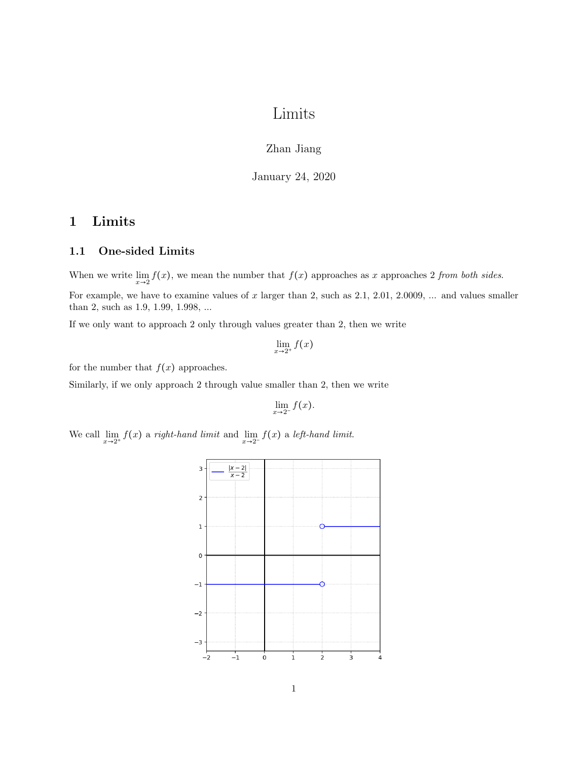# Limits

Zhan Jiang

January 24, 2020

## 1 Limits

### 1.1 One-sided Limits

When we write $\lim_{x\to 2} f(x)$, we mean the number that $f(x)$ approaches as $x$ approaches 2 *from both sides*.

For example, we have to examine values of $x$ larger than 2, such as 2.1, 2.01, 2.0009, ... and values smaller than 2, such as 1.9, 1.99, 1.998, ...

If we only want to approach 2 only through values greater than 2, then we write

$$\lim_{x\to 2^+} f(x)$$

for the number that $f(x)$ approaches.

Similarly, if we only approach 2 through value smaller than 2, then we write

$$\lim_{x\to 2^-} f(x).$$

We call $\lim_{x\to 2^+} f(x)$ a *right-hand limit* and $\lim_{x\to 2^-} f(x)$ a *left-hand limit*.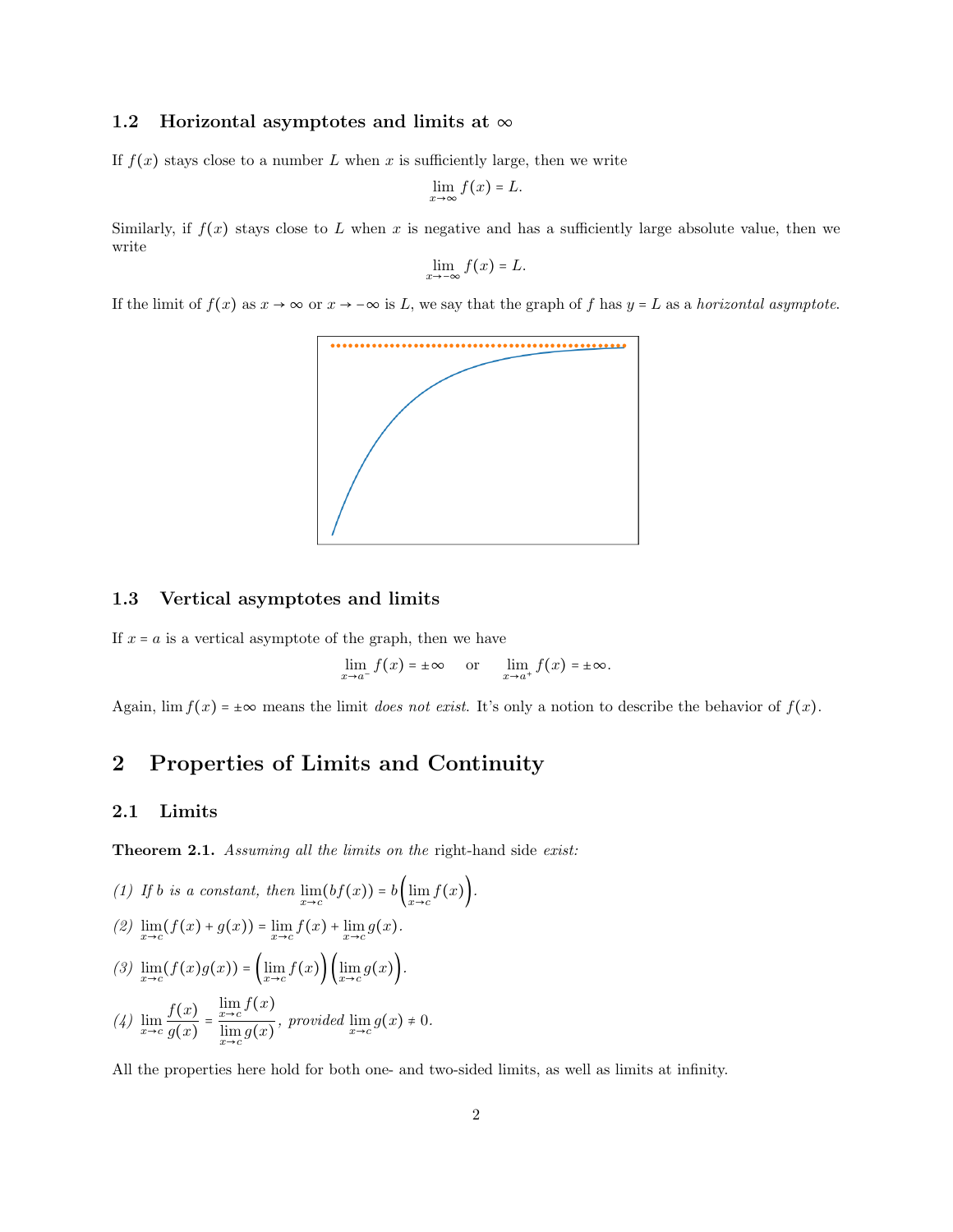### 1.2 Horizontal asymptotes and limits at $\infty$

If $f(x)$ stays close to a number $L$ when $x$ is sufficiently large, then we write

$$\lim_{x\to\infty} f(x) = L.$$

Similarly, if $f(x)$ stays close to $L$ when $x$ is negative and has a sufficiently large absolute value, then we write

$$\lim_{x\to-\infty} f(x) = L.$$

If the limit of $f(x)$ as $x \to \infty$ or $x \to -\infty$ is $L$, we say that the graph of $f$ has $y = L$ as a *horizontal asymptote*.

### 1.3 Vertical asymptotes and limits

If $x = a$ is a vertical asymptote of the graph, then we have

$$\lim_{x\to a^-} f(x) = \pm\infty \quad \text{or} \quad \lim_{x\to a^+} f(x) = \pm\infty.$$

Again, $\lim f(x) = \pm\infty$ means the limit *does not exist*. It's only a notion to describe the behavior of $f(x)$.

## 2 Properties of Limits and Continuity

### 2.1 Limits

**Theorem 2.1.** *Assuming all the limits on the* right-hand side *exist:*

*(1) If $b$ is a constant, then* $\lim_{x\to c}(bf(x)) = b\left(\lim_{x\to c} f(x)\right)$.

*(2)* $\lim_{x\to c}(f(x) + g(x)) = \lim_{x\to c} f(x) + \lim_{x\to c} g(x)$.

*(3)* $\lim_{x\to c}(f(x)g(x)) = \left(\lim_{x\to c} f(x)\right)\left(\lim_{x\to c} g(x)\right)$.

*(4)* $\lim_{x\to c} \dfrac{f(x)}{g(x)} = \dfrac{\lim_{x\to c} f(x)}{\lim_{x\to c} g(x)}$, *provided* $\lim_{x\to c} g(x) \neq 0$.

All the properties here hold for both one- and two-sided limits, as well as limits at infinity.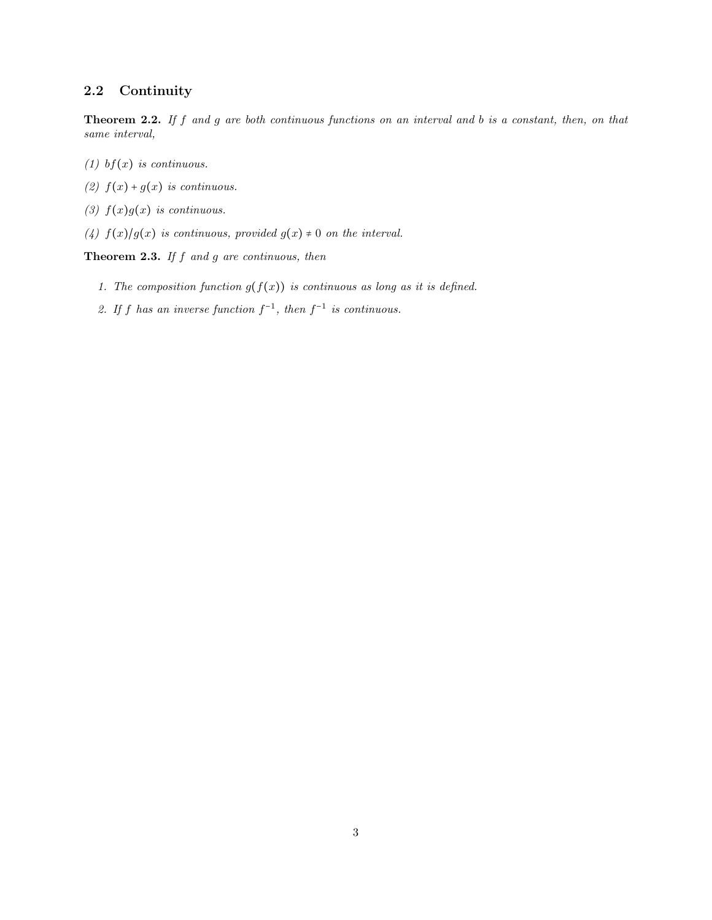## 2.2 Continuity

**Theorem 2.2.** *If $f$ and $g$ are both continuous functions on an interval and $b$ is a constant, then, on that same interval,*

*(1) $bf(x)$ is continuous.*

*(2) $f(x) + g(x)$ is continuous.*

*(3) $f(x)g(x)$ is continuous.*

*(4) $f(x)/g(x)$ is continuous, provided $g(x) \neq 0$ on the interval.*

**Theorem 2.3.** *If $f$ and $g$ are continuous, then*

1. *The composition function $g(f(x))$ is continuous as long as it is defined.*
2. *If $f$ has an inverse function $f^{-1}$, then $f^{-1}$ is continuous.*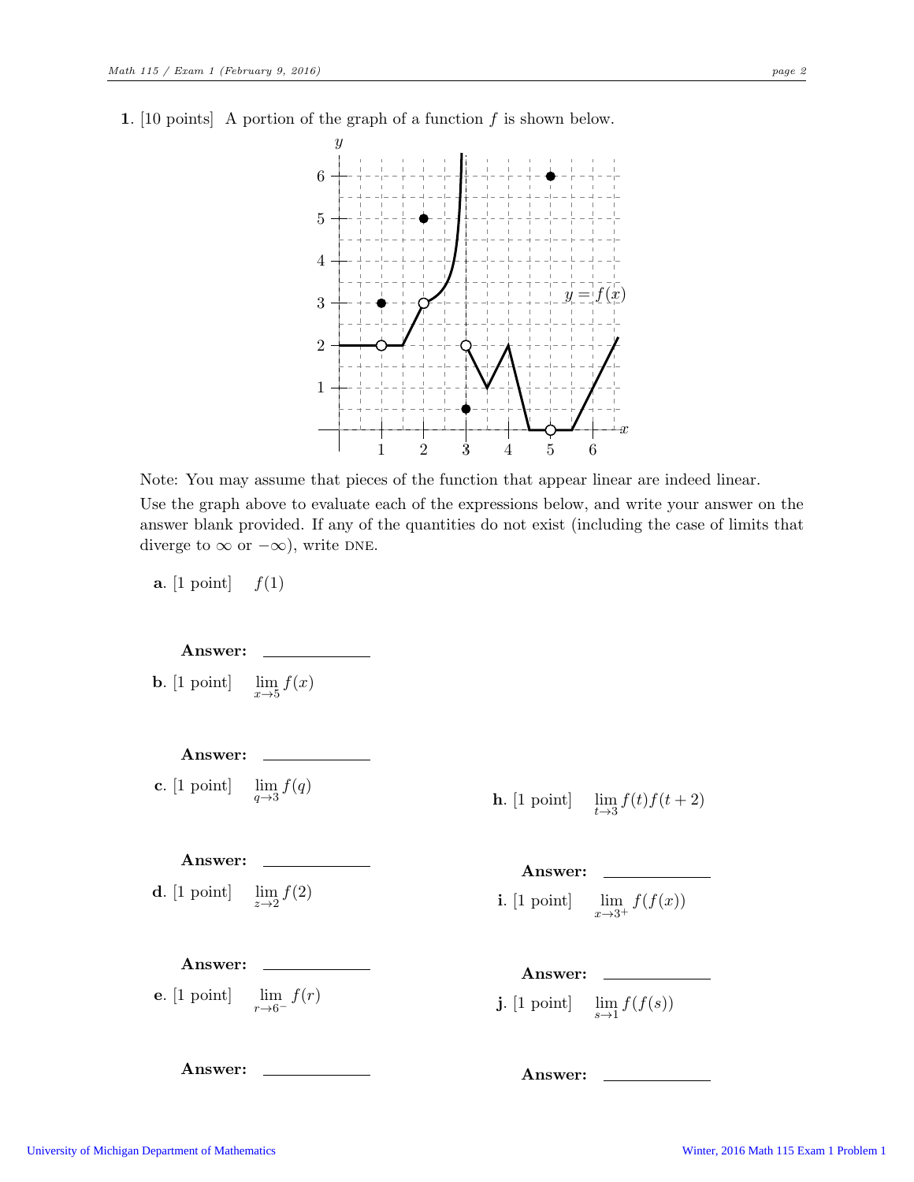**1.** [10 points] A portion of the graph of a function $f$ is shown below.

Note: You may assume that pieces of the function that appear linear are indeed linear.

Use the graph above to evaluate each of the expressions below, and write your answer on the answer blank provided. If any of the quantities do not exist (including the case of limits that diverge to $\infty$ or $-\infty$), write DNE.

**a.** [1 point] $f(1)$

**Answer:** ____________

**b.** [1 point] $\lim_{x \to 5} f(x)$

**Answer:** ____________

**c.** [1 point] $\lim_{q \to 3} f(q)$

**Answer:** ____________

**d.** [1 point] $\lim_{z \to 2} f(2)$

**Answer:** ____________

**e.** [1 point] $\lim_{r \to 6^-} f(r)$

**Answer:** ____________

**h.** [1 point] $\lim_{t \to 3} f(t)f(t+2)$

**Answer:** ____________

**i.** [1 point] $\lim_{x \to 3^+} f(f(x))$

**Answer:** ____________

**j.** [1 point] $\lim_{s \to 1} f(f(s))$

**Answer:** ____________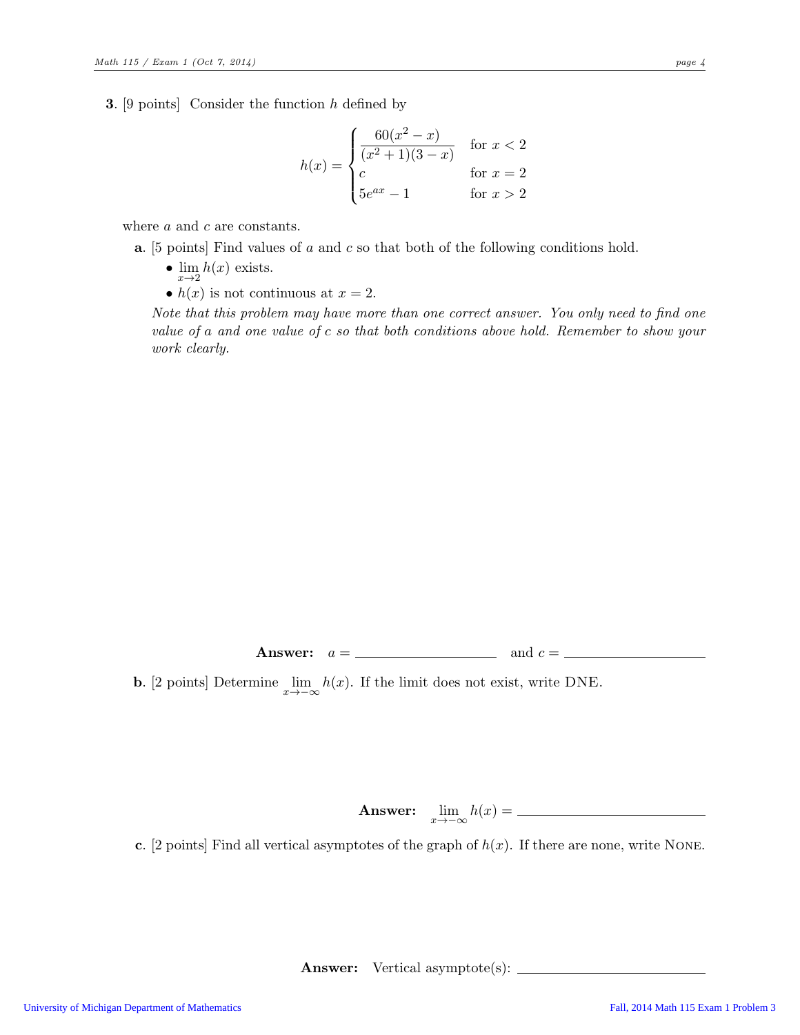**3**. [9 points] Consider the function $h$ defined by

$$h(x) = \begin{cases} \dfrac{60(x^2 - x)}{(x^2+1)(3-x)} & \text{for } x < 2 \\ c & \text{for } x = 2 \\ 5e^{ax} - 1 & \text{for } x > 2 \end{cases}$$

where $a$ and $c$ are constants.

**a**. [5 points] Find values of $a$ and $c$ so that both of the following conditions hold.

- $\lim\limits_{x \to 2} h(x)$ exists.
- $h(x)$ is not continuous at $x = 2$.

*Note that this problem may have more than one correct answer. You only need to find one value of $a$ and one value of $c$ so that both conditions above hold. Remember to show your work clearly.*

**Answer:** $a =$ \_\_\_\_\_\_\_\_\_\_\_\_\_\_ and $c =$ \_\_\_\_\_\_\_\_\_\_\_\_\_\_

**b**. [2 points] Determine $\lim\limits_{x \to -\infty} h(x)$. If the limit does not exist, write DNE.

**Answer:** $\lim\limits_{x \to -\infty} h(x) =$ \_\_\_\_\_\_\_\_\_\_\_\_\_\_

**c**. [2 points] Find all vertical asymptotes of the graph of $h(x)$. If there are none, write None.

**Answer:** Vertical asymptote(s): \_\_\_\_\_\_\_\_\_\_\_\_\_\_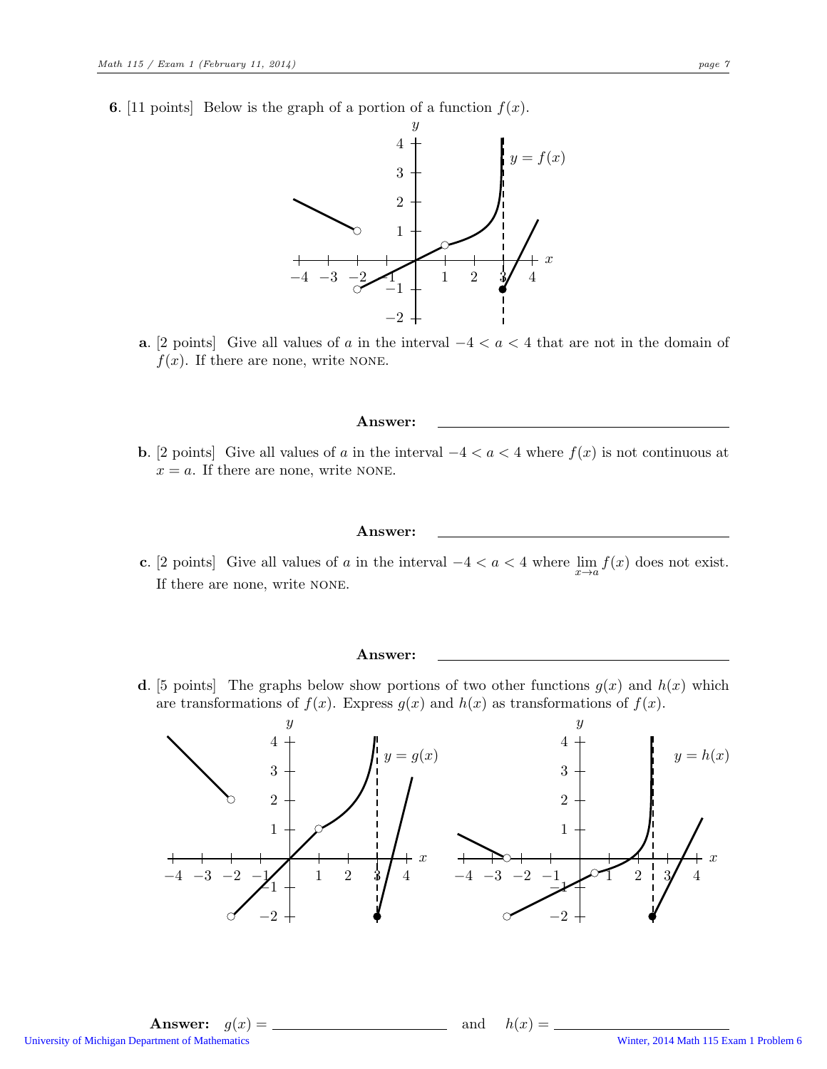**6**. [11 points] Below is the graph of a portion of a function $f(x)$.

**a**. [2 points] Give all values of $a$ in the interval $-4 < a < 4$ that are not in the domain of $f(x)$. If there are none, write NONE.

**Answer:** ______________________

**b**. [2 points] Give all values of $a$ in the interval $-4 < a < 4$ where $f(x)$ is not continuous at $x = a$. If there are none, write NONE.

**Answer:** ______________________

**c**. [2 points] Give all values of $a$ in the interval $-4 < a < 4$ where $\lim_{x \to a} f(x)$ does not exist. If there are none, write NONE.

**Answer:** ______________________

**d**. [5 points] The graphs below show portions of two other functions $g(x)$ and $h(x)$ which are transformations of $f(x)$. Express $g(x)$ and $h(x)$ as transformations of $f(x)$.

**Answer:** $g(x) =$ ______________________ and $h(x) =$ ______________________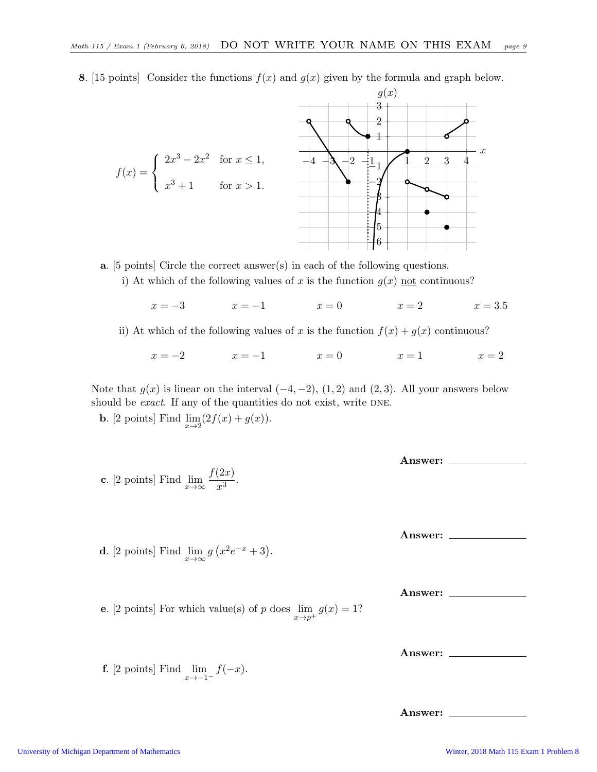**8**. [15 points] Consider the functions $f(x)$ and $g(x)$ given by the formula and graph below.

$$f(x) = \begin{cases} 2x^3 - 2x^2 & \text{for } x \leq 1, \\ x^3 + 1 & \text{for } x > 1. \end{cases}$$

**a**. [5 points] Circle the correct answer(s) in each of the following questions.

i) At which of the following values of $x$ is the function $g(x)$ not continuous?

$x = -3$ $\qquad$ $x = -1$ $\qquad$ $x = 0$ $\qquad$ $x = 2$ $\qquad$ $x = 3.5$

ii) At which of the following values of $x$ is the function $f(x) + g(x)$ continuous?

$x = -2$ $\qquad$ $x = -1$ $\qquad$ $x = 0$ $\qquad$ $x = 1$ $\qquad$ $x = 2$

Note that $g(x)$ is linear on the interval $(-4, -2)$, $(1, 2)$ and $(2, 3)$. All your answers below should be *exact*. If any of the quantities do not exist, write DNE.

**b**. [2 points] Find $\lim_{x \to 2}(2f(x) + g(x))$.

**Answer:** \_\_\_\_\_\_\_\_\_\_\_\_\_\_

**c**. [2 points] Find $\lim_{x \to \infty} \frac{f(2x)}{x^3}$.

**Answer:** \_\_\_\_\_\_\_\_\_\_\_\_\_\_

**d**. [2 points] Find $\lim_{x \to \infty} g\left(x^2 e^{-x} + 3\right)$.

**Answer:** \_\_\_\_\_\_\_\_\_\_\_\_\_\_

**e**. [2 points] For which value(s) of $p$ does $\lim_{x \to p^+} g(x) = 1$?

**Answer:** \_\_\_\_\_\_\_\_\_\_\_\_\_\_

**f**. [2 points] Find $\lim_{x \to -1^-} f(-x)$.

**Answer:** \_\_\_\_\_\_\_\_\_\_\_\_\_\_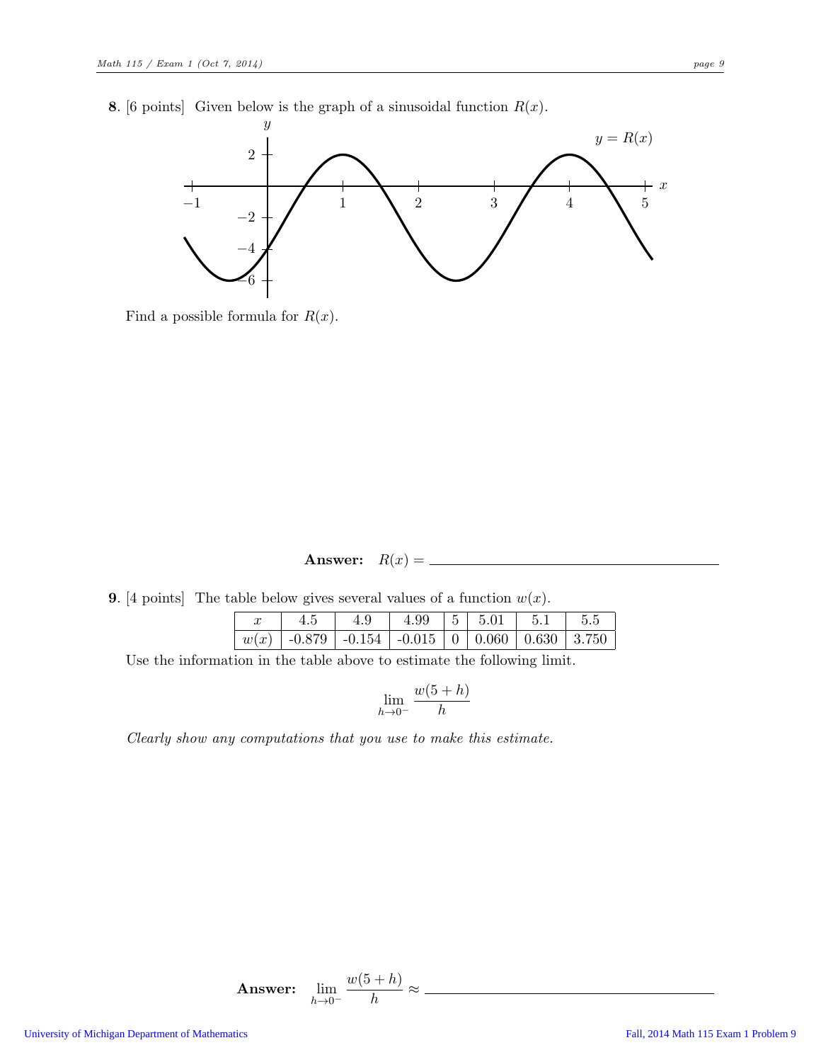**8**. [6 points] Given below is the graph of a sinusoidal function $R(x)$.

$y$

$y = R(x)$

2

$-1$ 1 2 3 4 5 $x$

$-2$

$-4$

$-6$

Find a possible formula for $R(x)$.

**Answer:** $R(x) =$ ______________________

**9**. [4 points] The table below gives several values of a function $w(x)$.

| $x$ | 4.5 | 4.9 | 4.99 | 5 | 5.01 | 5.1 | 5.5 |
|---|---|---|---|---|---|---|---|
| $w(x)$ | -0.879 | -0.154 | -0.015 | 0 | 0.060 | 0.630 | 3.750 |

Use the information in the table above to estimate the following limit.

$$\lim_{h \to 0^-} \frac{w(5+h)}{h}$$

*Clearly show any computations that you use to make this estimate.*

**Answer:** $\displaystyle\lim_{h \to 0^-} \frac{w(5+h)}{h} \approx$ ______________________